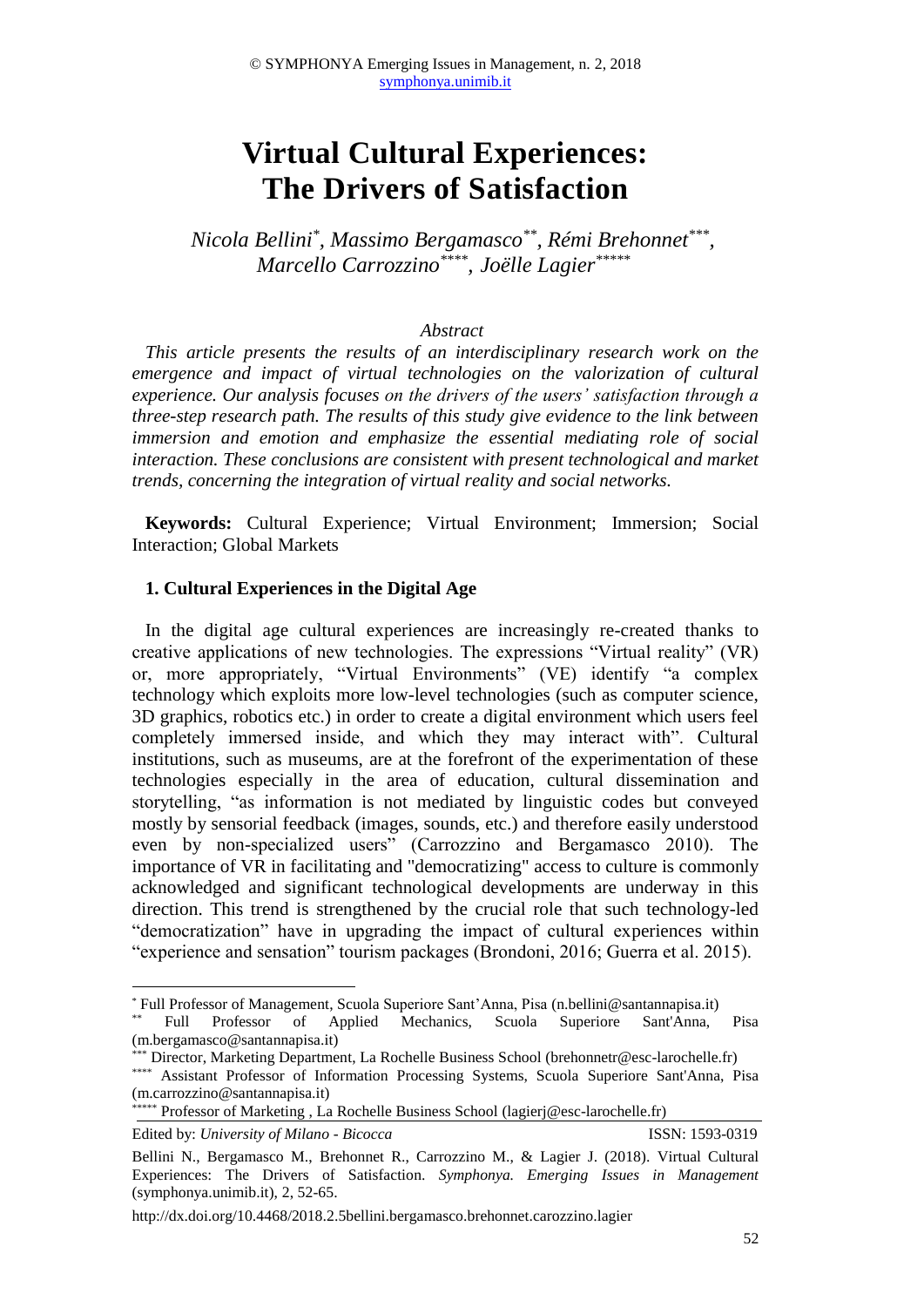# Virtual Cultural Experiences: The Drivers of Satisfaction

*Nicola Bellini*[*], *Massimo Bergamasco*[**], *Rémi Brehonnet*[***], *Marcello Carrozzino*[****], *Joëlle Lagier*[*****]

*Abstract*

*This article presents the results of an interdisciplinary research work on the emergence and impact of virtual technologies on the valorization of cultural experience. Our analysis focuses on the drivers of the users' satisfaction through a three-step research path. The results of this study give evidence to the link between immersion and emotion and emphasize the essential mediating role of social interaction. These conclusions are consistent with present technological and market trends, concerning the integration of virtual reality and social networks.*

**Keywords:** Cultural Experience; Virtual Environment; Immersion; Social Interaction; Global Markets

## 1. Cultural Experiences in the Digital Age

In the digital age cultural experiences are increasingly re-created thanks to creative applications of new technologies. The expressions "Virtual reality" (VR) or, more appropriately, "Virtual Environments" (VE) identify "a complex technology which exploits more low-level technologies (such as computer science, 3D graphics, robotics etc.) in order to create a digital environment which users feel completely immersed inside, and which they may interact with". Cultural institutions, such as museums, are at the forefront of the experimentation of these technologies especially in the area of education, cultural dissemination and storytelling, "as information is not mediated by linguistic codes but conveyed mostly by sensorial feedback (images, sounds, etc.) and therefore easily understood even by non-specialized users" (Carrozzino and Bergamasco 2010). The importance of VR in facilitating and "democratizing" access to culture is commonly acknowledged and significant technological developments are underway in this direction. This trend is strengthened by the crucial role that such technology-led "democratization" have in upgrading the impact of cultural experiences within "experience and sensation" tourism packages (Brondoni, 2016; Guerra et al. 2015).

---

[*] Full Professor of Management, Scuola Superiore Sant'Anna, Pisa (n.bellini@santannapisa.it)

[**] Full Professor of Applied Mechanics, Scuola Superiore Sant'Anna, Pisa (m.bergamasco@santannapisa.it)

[***] Director, Marketing Department, La Rochelle Business School (brehonnetr@esc-larochelle.fr)

[****] Assistant Professor of Information Processing Systems, Scuola Superiore Sant'Anna, Pisa (m.carrozzino@santannapisa.it)

[*****] Professor of Marketing , La Rochelle Business School (lagierj@esc-larochelle.fr)

Edited by: *University of Milano - Bicocca* ISSN: 1593-0319

Bellini N., Bergamasco M., Brehonnet R., Carrozzino M., & Lagier J. (2018). Virtual Cultural Experiences: The Drivers of Satisfaction. *Symphonya. Emerging Issues in Management* (symphonya.unimib.it), 2, 52-65.

http://dx.doi.org/10.4468/2018.2.5bellini.bergamasco.brehonnet.carozzino.lagier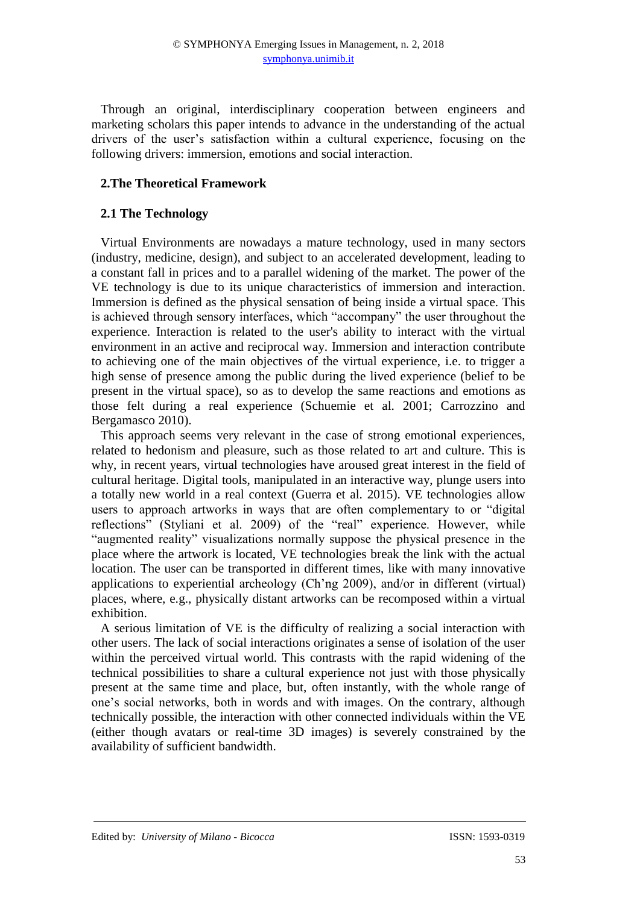Through an original, interdisciplinary cooperation between engineers and marketing scholars this paper intends to advance in the understanding of the actual drivers of the user's satisfaction within a cultural experience, focusing on the following drivers: immersion, emotions and social interaction.

## 2.The Theoretical Framework

### 2.1 The Technology

Virtual Environments are nowadays a mature technology, used in many sectors (industry, medicine, design), and subject to an accelerated development, leading to a constant fall in prices and to a parallel widening of the market. The power of the VE technology is due to its unique characteristics of immersion and interaction. Immersion is defined as the physical sensation of being inside a virtual space. This is achieved through sensory interfaces, which "accompany" the user throughout the experience. Interaction is related to the user's ability to interact with the virtual environment in an active and reciprocal way. Immersion and interaction contribute to achieving one of the main objectives of the virtual experience, i.e. to trigger a high sense of presence among the public during the lived experience (belief to be present in the virtual space), so as to develop the same reactions and emotions as those felt during a real experience (Schuemie et al. 2001; Carrozzino and Bergamasco 2010).

This approach seems very relevant in the case of strong emotional experiences, related to hedonism and pleasure, such as those related to art and culture. This is why, in recent years, virtual technologies have aroused great interest in the field of cultural heritage. Digital tools, manipulated in an interactive way, plunge users into a totally new world in a real context (Guerra et al. 2015). VE technologies allow users to approach artworks in ways that are often complementary to or "digital reflections" (Styliani et al. 2009) of the "real" experience. However, while "augmented reality" visualizations normally suppose the physical presence in the place where the artwork is located, VE technologies break the link with the actual location. The user can be transported in different times, like with many innovative applications to experiential archeology (Ch'ng 2009), and/or in different (virtual) places, where, e.g., physically distant artworks can be recomposed within a virtual exhibition.

A serious limitation of VE is the difficulty of realizing a social interaction with other users. The lack of social interactions originates a sense of isolation of the user within the perceived virtual world. This contrasts with the rapid widening of the technical possibilities to share a cultural experience not just with those physically present at the same time and place, but, often instantly, with the whole range of one's social networks, both in words and with images. On the contrary, although technically possible, the interaction with other connected individuals within the VE (either though avatars or real-time 3D images) is severely constrained by the availability of sufficient bandwidth.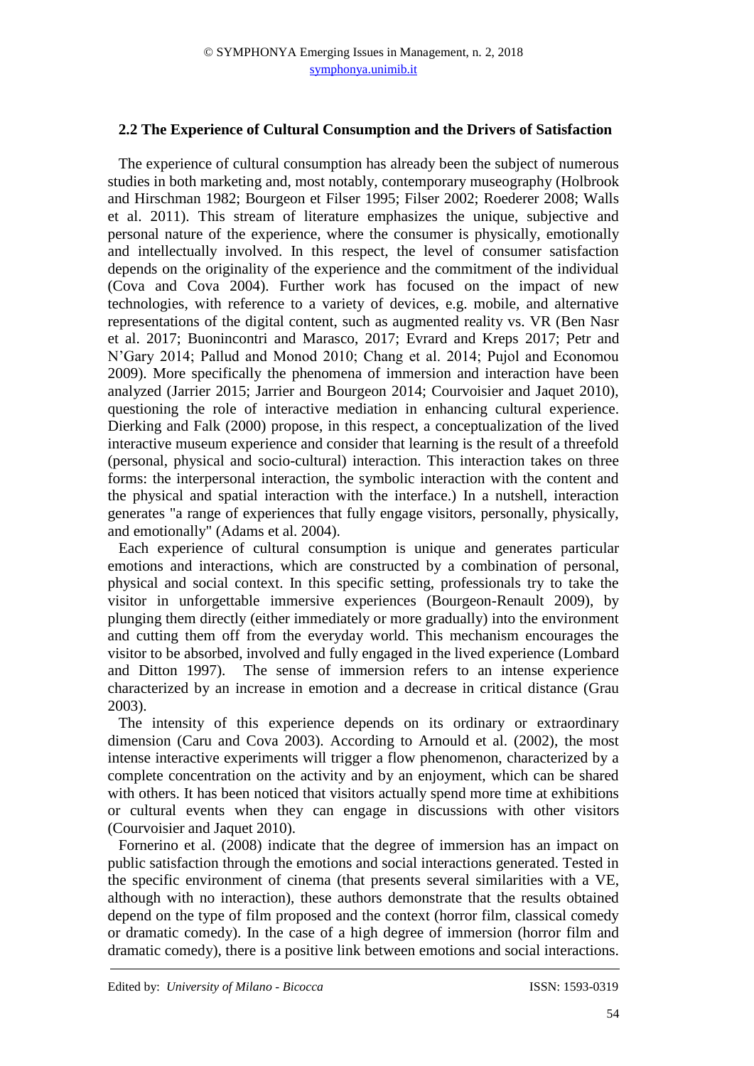### 2.2 The Experience of Cultural Consumption and the Drivers of Satisfaction

The experience of cultural consumption has already been the subject of numerous studies in both marketing and, most notably, contemporary museography (Holbrook and Hirschman 1982; Bourgeon et Filser 1995; Filser 2002; Roederer 2008; Walls et al. 2011). This stream of literature emphasizes the unique, subjective and personal nature of the experience, where the consumer is physically, emotionally and intellectually involved. In this respect, the level of consumer satisfaction depends on the originality of the experience and the commitment of the individual (Cova and Cova 2004). Further work has focused on the impact of new technologies, with reference to a variety of devices, e.g. mobile, and alternative representations of the digital content, such as augmented reality vs. VR (Ben Nasr et al. 2017; Buonincontri and Marasco, 2017; Evrard and Kreps 2017; Petr and N'Gary 2014; Pallud and Monod 2010; Chang et al. 2014; Pujol and Economou 2009). More specifically the phenomena of immersion and interaction have been analyzed (Jarrier 2015; Jarrier and Bourgeon 2014; Courvoisier and Jaquet 2010), questioning the role of interactive mediation in enhancing cultural experience. Dierking and Falk (2000) propose, in this respect, a conceptualization of the lived interactive museum experience and consider that learning is the result of a threefold (personal, physical and socio-cultural) interaction. This interaction takes on three forms: the interpersonal interaction, the symbolic interaction with the content and the physical and spatial interaction with the interface.) In a nutshell, interaction generates "a range of experiences that fully engage visitors, personally, physically, and emotionally" (Adams et al. 2004).

Each experience of cultural consumption is unique and generates particular emotions and interactions, which are constructed by a combination of personal, physical and social context. In this specific setting, professionals try to take the visitor in unforgettable immersive experiences (Bourgeon-Renault 2009), by plunging them directly (either immediately or more gradually) into the environment and cutting them off from the everyday world. This mechanism encourages the visitor to be absorbed, involved and fully engaged in the lived experience (Lombard and Ditton 1997). The sense of immersion refers to an intense experience characterized by an increase in emotion and a decrease in critical distance (Grau 2003).

The intensity of this experience depends on its ordinary or extraordinary dimension (Caru and Cova 2003). According to Arnould et al. (2002), the most intense interactive experiments will trigger a flow phenomenon, characterized by a complete concentration on the activity and by an enjoyment, which can be shared with others. It has been noticed that visitors actually spend more time at exhibitions or cultural events when they can engage in discussions with other visitors (Courvoisier and Jaquet 2010).

Fornerino et al. (2008) indicate that the degree of immersion has an impact on public satisfaction through the emotions and social interactions generated. Tested in the specific environment of cinema (that presents several similarities with a VE, although with no interaction), these authors demonstrate that the results obtained depend on the type of film proposed and the context (horror film, classical comedy or dramatic comedy). In the case of a high degree of immersion (horror film and dramatic comedy), there is a positive link between emotions and social interactions.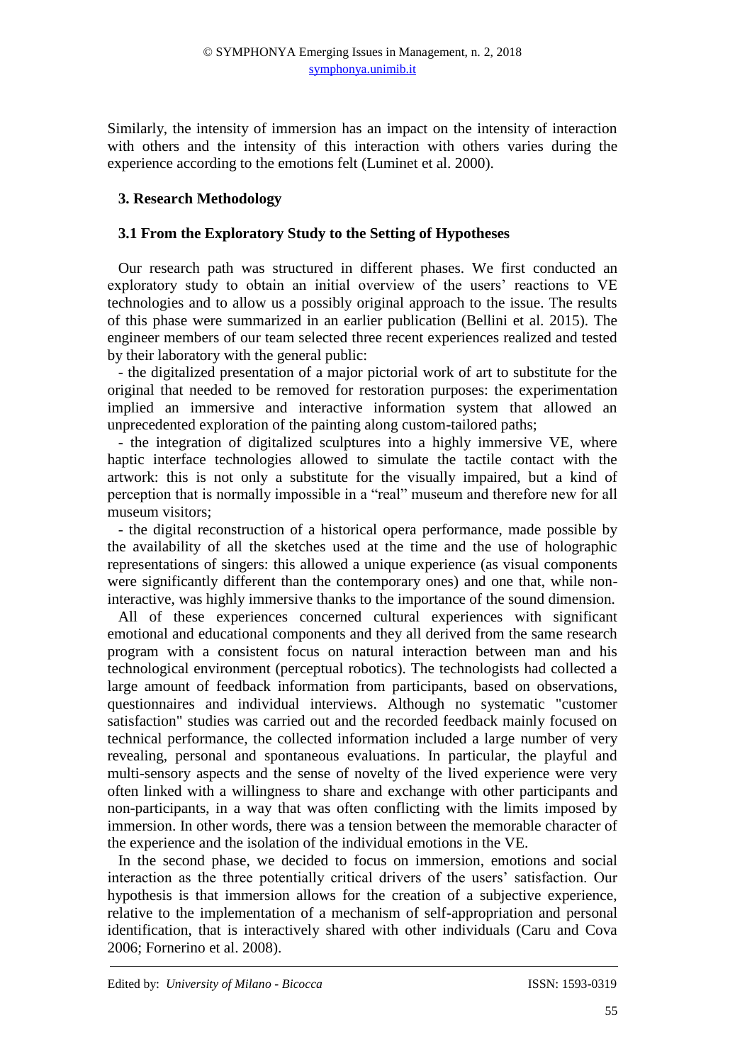Similarly, the intensity of immersion has an impact on the intensity of interaction with others and the intensity of this interaction with others varies during the experience according to the emotions felt (Luminet et al. 2000).

## 3. Research Methodology

### 3.1 From the Exploratory Study to the Setting of Hypotheses

Our research path was structured in different phases. We first conducted an exploratory study to obtain an initial overview of the users' reactions to VE technologies and to allow us a possibly original approach to the issue. The results of this phase were summarized in an earlier publication (Bellini et al. 2015). The engineer members of our team selected three recent experiences realized and tested by their laboratory with the general public:

- the digitalized presentation of a major pictorial work of art to substitute for the original that needed to be removed for restoration purposes: the experimentation implied an immersive and interactive information system that allowed an unprecedented exploration of the painting along custom-tailored paths;
- the integration of digitalized sculptures into a highly immersive VE, where haptic interface technologies allowed to simulate the tactile contact with the artwork: this is not only a substitute for the visually impaired, but a kind of perception that is normally impossible in a "real" museum and therefore new for all museum visitors;
- the digital reconstruction of a historical opera performance, made possible by the availability of all the sketches used at the time and the use of holographic representations of singers: this allowed a unique experience (as visual components were significantly different than the contemporary ones) and one that, while non-interactive, was highly immersive thanks to the importance of the sound dimension.

All of these experiences concerned cultural experiences with significant emotional and educational components and they all derived from the same research program with a consistent focus on natural interaction between man and his technological environment (perceptual robotics). The technologists had collected a large amount of feedback information from participants, based on observations, questionnaires and individual interviews. Although no systematic "customer satisfaction" studies was carried out and the recorded feedback mainly focused on technical performance, the collected information included a large number of very revealing, personal and spontaneous evaluations. In particular, the playful and multi-sensory aspects and the sense of novelty of the lived experience were very often linked with a willingness to share and exchange with other participants and non-participants, in a way that was often conflicting with the limits imposed by immersion. In other words, there was a tension between the memorable character of the experience and the isolation of the individual emotions in the VE.

In the second phase, we decided to focus on immersion, emotions and social interaction as the three potentially critical drivers of the users' satisfaction. Our hypothesis is that immersion allows for the creation of a subjective experience, relative to the implementation of a mechanism of self-appropriation and personal identification, that is interactively shared with other individuals (Caru and Cova 2006; Fornerino et al. 2008).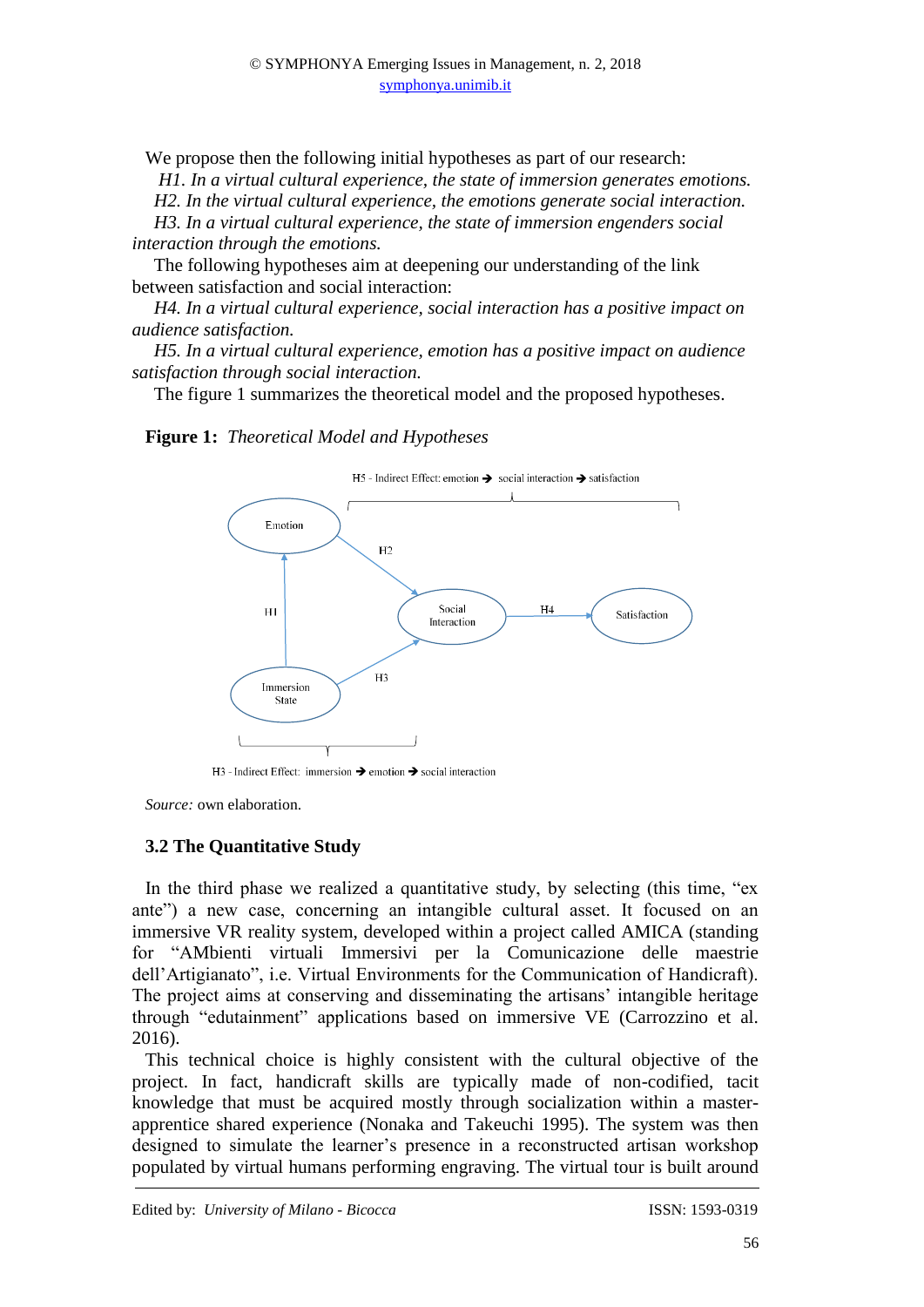We propose then the following initial hypotheses as part of our research:

*H1. In a virtual cultural experience, the state of immersion generates emotions.*

*H2. In the virtual cultural experience, the emotions generate social interaction.*

*H3. In a virtual cultural experience, the state of immersion engenders social interaction through the emotions.*

The following hypotheses aim at deepening our understanding of the link between satisfaction and social interaction:

*H4. In a virtual cultural experience, social interaction has a positive impact on audience satisfaction.*

*H5. In a virtual cultural experience, emotion has a positive impact on audience satisfaction through social interaction.*

The figure 1 summarizes the theoretical model and the proposed hypotheses.

**Figure 1:** *Theoretical Model and Hypotheses*

H5 - Indirect Effect: emotion → social interaction → satisfaction

Emotion; H2; H1; Social Interaction; H4; Satisfaction; H3; Immersion State

H3 - Indirect Effect: immersion → emotion → social interaction

*Source:* own elaboration.

### 3.2 The Quantitative Study

In the third phase we realized a quantitative study, by selecting (this time, "ex ante") a new case, concerning an intangible cultural asset. It focused on an immersive VR reality system, developed within a project called AMICA (standing for "AMbienti virtuali Immersivi per la Comunicazione delle maestrie dell'Artigianato", i.e. Virtual Environments for the Communication of Handicraft). The project aims at conserving and disseminating the artisans' intangible heritage through "edutainment" applications based on immersive VE (Carrozzino et al. 2016).

This technical choice is highly consistent with the cultural objective of the project. In fact, handicraft skills are typically made of non-codified, tacit knowledge that must be acquired mostly through socialization within a master-apprentice shared experience (Nonaka and Takeuchi 1995). The system was then designed to simulate the learner's presence in a reconstructed artisan workshop populated by virtual humans performing engraving. The virtual tour is built around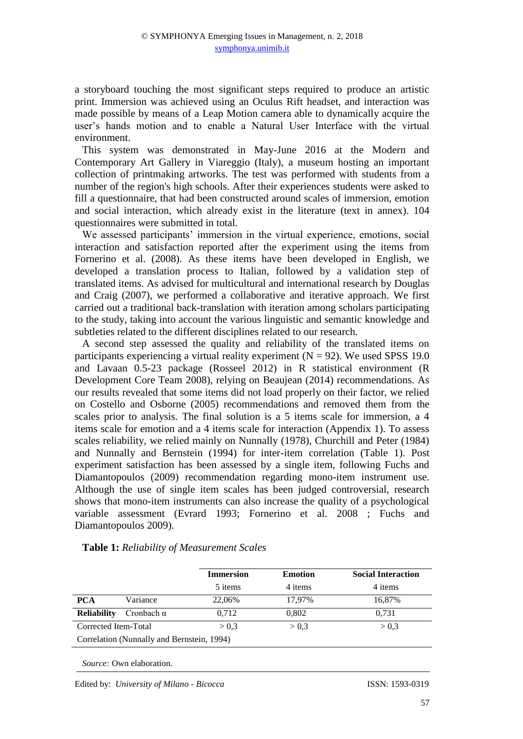a storyboard touching the most significant steps required to produce an artistic print. Immersion was achieved using an Oculus Rift headset, and interaction was made possible by means of a Leap Motion camera able to dynamically acquire the user's hands motion and to enable a Natural User Interface with the virtual environment.

This system was demonstrated in May-June 2016 at the Modern and Contemporary Art Gallery in Viareggio (Italy), a museum hosting an important collection of printmaking artworks. The test was performed with students from a number of the region's high schools. After their experiences students were asked to fill a questionnaire, that had been constructed around scales of immersion, emotion and social interaction, which already exist in the literature (text in annex). 104 questionnaires were submitted in total.

We assessed participants' immersion in the virtual experience, emotions, social interaction and satisfaction reported after the experiment using the items from Fornerino et al. (2008). As these items have been developed in English, we developed a translation process to Italian, followed by a validation step of translated items. As advised for multicultural and international research by Douglas and Craig (2007), we performed a collaborative and iterative approach. We first carried out a traditional back-translation with iteration among scholars participating to the study, taking into account the various linguistic and semantic knowledge and subtleties related to the different disciplines related to our research.

A second step assessed the quality and reliability of the translated items on participants experiencing a virtual reality experiment ($N = 92$). We used SPSS 19.0 and Lavaan 0.5-23 package (Rosseel 2012) in R statistical environment (R Development Core Team 2008), relying on Beaujean (2014) recommendations. As our results revealed that some items did not load properly on their factor, we relied on Costello and Osborne (2005) recommendations and removed them from the scales prior to analysis. The final solution is a 5 items scale for immersion, a 4 items scale for emotion and a 4 items scale for interaction (Appendix 1). To assess scales reliability, we relied mainly on Nunnally (1978), Churchill and Peter (1984) and Nunnally and Bernstein (1994) for inter-item correlation (Table 1). Post experiment satisfaction has been assessed by a single item, following Fuchs and Diamantopoulos (2009) recommendation regarding mono-item instrument use. Although the use of single item scales has been judged controversial, research shows that mono-item instruments can also increase the quality of a psychological variable assessment (Evrard 1993; Fornerino et al. 2008 ; Fuchs and Diamantopoulos 2009).

**Table 1:** *Reliability of Measurement Scales*

| | | Immersion | Emotion | Social Interaction |
|---|---|---|---|---|
| | | 5 items | 4 items | 4 items |
| **PCA** | Variance | 22,06% | 17,97% | 16,87% |
| **Reliability** | Cronbach α | 0,712 | 0,802 | 0,731 |
| Corrected Item-Total Correlation (Nunnally and Bernstein, 1994) | | > 0,3 | > 0,3 | > 0,3 |

*Source:* Own elaboration.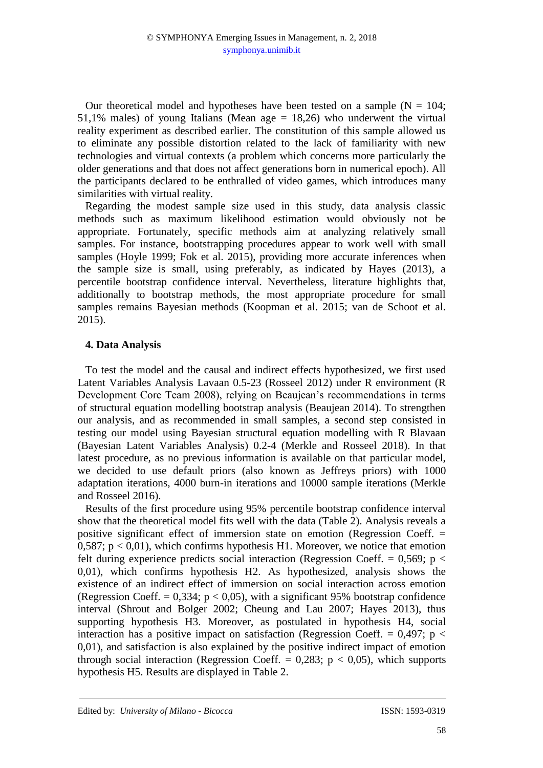Our theoretical model and hypotheses have been tested on a sample ($N = 104$; 51,1% males) of young Italians (Mean age = 18,26) who underwent the virtual reality experiment as described earlier. The constitution of this sample allowed us to eliminate any possible distortion related to the lack of familiarity with new technologies and virtual contexts (a problem which concerns more particularly the older generations and that does not affect generations born in numerical epoch). All the participants declared to be enthralled of video games, which introduces many similarities with virtual reality.

Regarding the modest sample size used in this study, data analysis classic methods such as maximum likelihood estimation would obviously not be appropriate. Fortunately, specific methods aim at analyzing relatively small samples. For instance, bootstrapping procedures appear to work well with small samples (Hoyle 1999; Fok et al. 2015), providing more accurate inferences when the sample size is small, using preferably, as indicated by Hayes (2013), a percentile bootstrap confidence interval. Nevertheless, literature highlights that, additionally to bootstrap methods, the most appropriate procedure for small samples remains Bayesian methods (Koopman et al. 2015; van de Schoot et al. 2015).

## 4. Data Analysis

To test the model and the causal and indirect effects hypothesized, we first used Latent Variables Analysis Lavaan 0.5-23 (Rosseel 2012) under R environment (R Development Core Team 2008), relying on Beaujean's recommendations in terms of structural equation modelling bootstrap analysis (Beaujean 2014). To strengthen our analysis, and as recommended in small samples, a second step consisted in testing our model using Bayesian structural equation modelling with R Blavaan (Bayesian Latent Variables Analysis) 0.2-4 (Merkle and Rosseel 2018). In that latest procedure, as no previous information is available on that particular model, we decided to use default priors (also known as Jeffreys priors) with 1000 adaptation iterations, 4000 burn-in iterations and 10000 sample iterations (Merkle and Rosseel 2016).

Results of the first procedure using 95% percentile bootstrap confidence interval show that the theoretical model fits well with the data (Table 2). Analysis reveals a positive significant effect of immersion state on emotion (Regression Coeff. = 0,587; $p < 0,01$), which confirms hypothesis H1. Moreover, we notice that emotion felt during experience predicts social interaction (Regression Coeff. = 0,569; $p < 0,01$), which confirms hypothesis H2. As hypothesized, analysis shows the existence of an indirect effect of immersion on social interaction across emotion (Regression Coeff. = 0,334; $p < 0,05$), with a significant 95% bootstrap confidence interval (Shrout and Bolger 2002; Cheung and Lau 2007; Hayes 2013), thus supporting hypothesis H3. Moreover, as postulated in hypothesis H4, social interaction has a positive impact on satisfaction (Regression Coeff. = 0,497; $p < 0,01$), and satisfaction is also explained by the positive indirect impact of emotion through social interaction (Regression Coeff. = 0,283; $p < 0,05$), which supports hypothesis H5. Results are displayed in Table 2.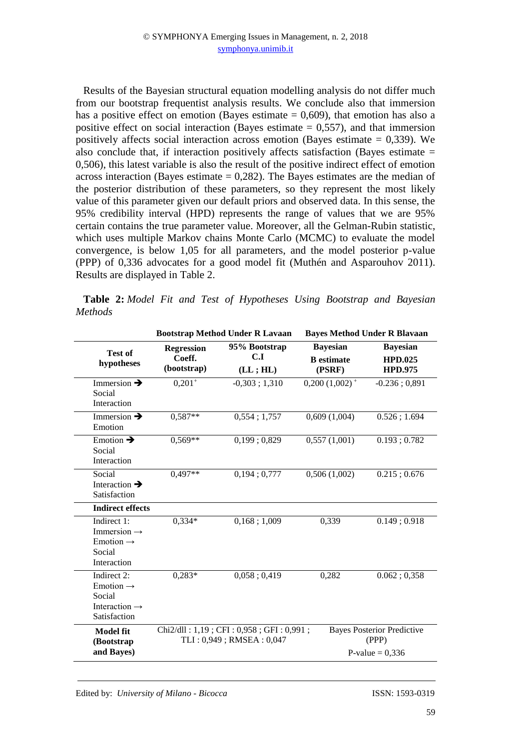Results of the Bayesian structural equation modelling analysis do not differ much from our bootstrap frequentist analysis results. We conclude also that immersion has a positive effect on emotion (Bayes estimate = 0,609), that emotion has also a positive effect on social interaction (Bayes estimate = 0,557), and that immersion positively affects social interaction across emotion (Bayes estimate = 0,339). We also conclude that, if interaction positively affects satisfaction (Bayes estimate = 0,506), this latest variable is also the result of the positive indirect effect of emotion across interaction (Bayes estimate = 0,282). The Bayes estimates are the median of the posterior distribution of these parameters, so they represent the most likely value of this parameter given our default priors and observed data. In this sense, the 95% credibility interval (HPD) represents the range of values that we are 95% certain contains the true parameter value. Moreover, all the Gelman-Rubin statistic, which uses multiple Markov chains Monte Carlo (MCMC) to evaluate the model convergence, is below 1,05 for all parameters, and the model posterior p-value (PPP) of 0,336 advocates for a good model fit (Muthén and Asparouhov 2011). Results are displayed in Table 2.

**Table 2:** *Model Fit and Test of Hypotheses Using Bootstrap and Bayesian Methods*

| | **Bootstrap Method Under R Lavaan** | | **Bayes Method Under R Blavaan** | |
|---|---|---|---|---|
| **Test of hypotheses** | **Regression Coeff. (bootstrap)** | **95% Bootstrap C.I (LL ; HL)** | **Bayesian B estimate (PSRF)** | **Bayesian HPD.025 HPD.975** |
| Immersion ➔ Social Interaction | 0,201⁺ | -0,303 ; 1,310 | 0,200 (1,002) ⁺ | -0.236 ; 0,891 |
| Immersion ➔ Emotion | 0,587** | 0,554 ; 1,757 | 0,609 (1,004) | 0.526 ; 1.694 |
| Emotion ➔ Social Interaction | 0,569** | 0,199 ; 0,829 | 0,557 (1,001) | 0.193 ; 0.782 |
| Social Interaction ➔ Satisfaction | 0,497** | 0,194 ; 0,777 | 0,506 (1,002) | 0.215 ; 0.676 |
| **Indirect effects** | | | | |
| Indirect 1: Immersion → Emotion → Social Interaction | 0,334* | 0,168 ; 1,009 | 0,339 | 0.149 ; 0.918 |
| Indirect 2: Emotion → Social Interaction → Satisfaction | 0,283* | 0,058 ; 0,419 | 0,282 | 0.062 ; 0,358 |
| **Model fit (Bootstrap and Bayes)** | Chi2/dll : 1,19 ; CFI : 0,958 ; GFI : 0,991 ; TLI : 0,949 ; RMSEA : 0,047 | | Bayes Posterior Predictive (PPP) P-value = 0,336 | |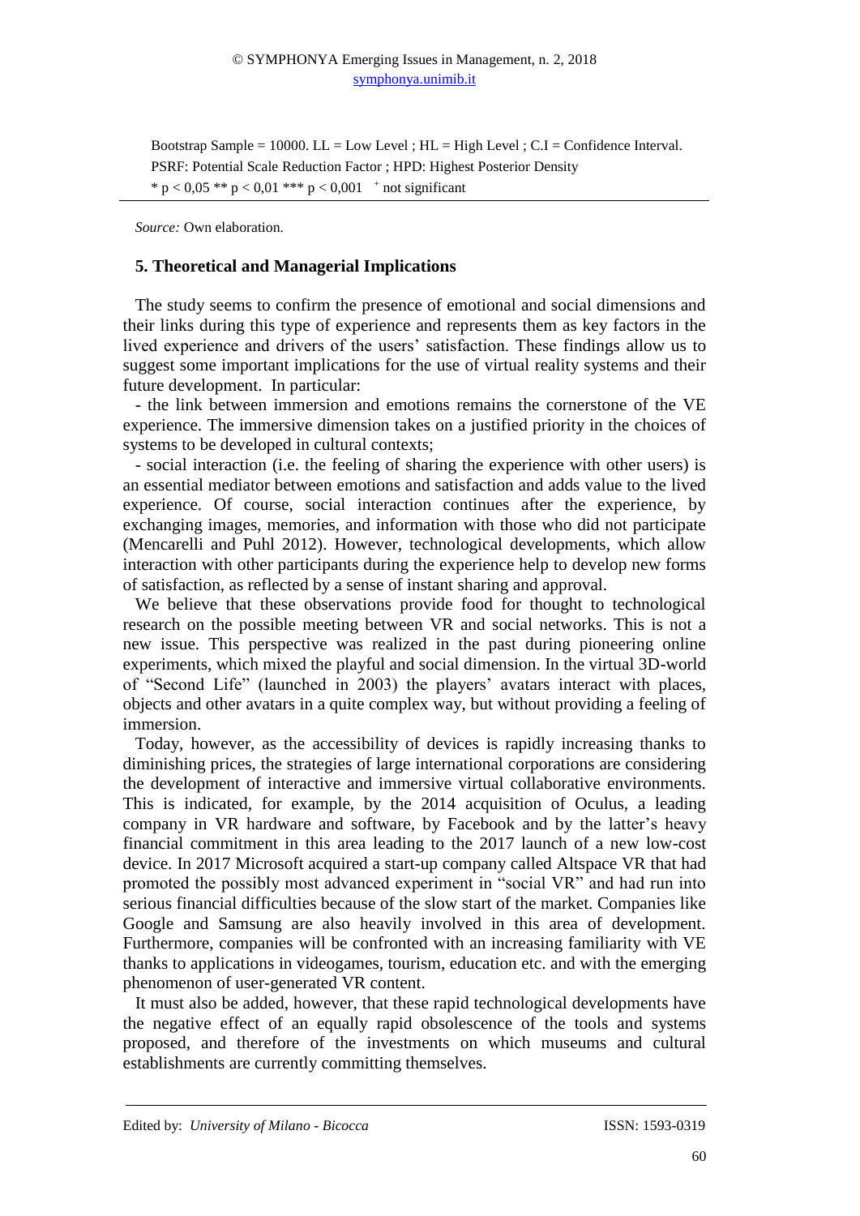Bootstrap Sample = 10000. LL = Low Level ; HL = High Level ; C.I = Confidence Interval.
PSRF: Potential Scale Reduction Factor ; HPD: Highest Posterior Density
* $p < 0,05$ ** $p < 0,01$ *** $p < 0,001$ [+] not significant

*Source:* Own elaboration.

## 5. Theoretical and Managerial Implications

The study seems to confirm the presence of emotional and social dimensions and their links during this type of experience and represents them as key factors in the lived experience and drivers of the users' satisfaction. These findings allow us to suggest some important implications for the use of virtual reality systems and their future development. In particular:

- the link between immersion and emotions remains the cornerstone of the VE experience. The immersive dimension takes on a justified priority in the choices of systems to be developed in cultural contexts;
- social interaction (i.e. the feeling of sharing the experience with other users) is an essential mediator between emotions and satisfaction and adds value to the lived experience. Of course, social interaction continues after the experience, by exchanging images, memories, and information with those who did not participate (Mencarelli and Puhl 2012). However, technological developments, which allow interaction with other participants during the experience help to develop new forms of satisfaction, as reflected by a sense of instant sharing and approval.

We believe that these observations provide food for thought to technological research on the possible meeting between VR and social networks. This is not a new issue. This perspective was realized in the past during pioneering online experiments, which mixed the playful and social dimension. In the virtual 3D-world of "Second Life" (launched in 2003) the players' avatars interact with places, objects and other avatars in a quite complex way, but without providing a feeling of immersion.

Today, however, as the accessibility of devices is rapidly increasing thanks to diminishing prices, the strategies of large international corporations are considering the development of interactive and immersive virtual collaborative environments. This is indicated, for example, by the 2014 acquisition of Oculus, a leading company in VR hardware and software, by Facebook and by the latter's heavy financial commitment in this area leading to the 2017 launch of a new low-cost device. In 2017 Microsoft acquired a start-up company called Altspace VR that had promoted the possibly most advanced experiment in "social VR" and had run into serious financial difficulties because of the slow start of the market. Companies like Google and Samsung are also heavily involved in this area of development. Furthermore, companies will be confronted with an increasing familiarity with VE thanks to applications in videogames, tourism, education etc. and with the emerging phenomenon of user-generated VR content.

It must also be added, however, that these rapid technological developments have the negative effect of an equally rapid obsolescence of the tools and systems proposed, and therefore of the investments on which museums and cultural establishments are currently committing themselves.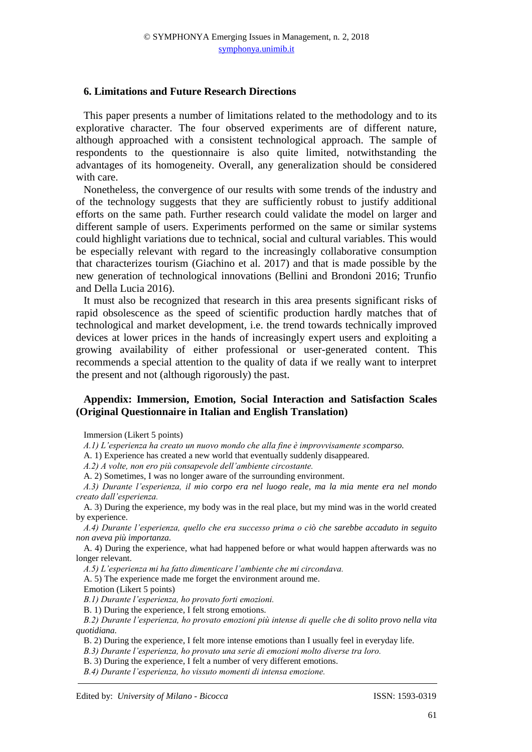## 6. Limitations and Future Research Directions

This paper presents a number of limitations related to the methodology and to its explorative character. The four observed experiments are of different nature, although approached with a consistent technological approach. The sample of respondents to the questionnaire is also quite limited, notwithstanding the advantages of its homogeneity. Overall, any generalization should be considered with care.

Nonetheless, the convergence of our results with some trends of the industry and of the technology suggests that they are sufficiently robust to justify additional efforts on the same path. Further research could validate the model on larger and different sample of users. Experiments performed on the same or similar systems could highlight variations due to technical, social and cultural variables. This would be especially relevant with regard to the increasingly collaborative consumption that characterizes tourism (Giachino et al. 2017) and that is made possible by the new generation of technological innovations (Bellini and Brondoni 2016; Trunfio and Della Lucia 2016).

It must also be recognized that research in this area presents significant risks of rapid obsolescence as the speed of scientific production hardly matches that of technological and market development, i.e. the trend towards technically improved devices at lower prices in the hands of increasingly expert users and exploiting a growing availability of either professional or user-generated content. This recommends a special attention to the quality of data if we really want to interpret the present and not (although rigorously) the past.

## Appendix: Immersion, Emotion, Social Interaction and Satisfaction Scales (Original Questionnaire in Italian and English Translation)

Immersion (Likert 5 points)

*A.1) L'esperienza ha creato un nuovo mondo che alla fine è improvvisamente scomparso.*

A. 1) Experience has created a new world that eventually suddenly disappeared.

*A.2) A volte, non ero più consapevole dell'ambiente circostante.*

A. 2) Sometimes, I was no longer aware of the surrounding environment.

*A.3) Durante l'esperienza, il mio corpo era nel luogo reale, ma la mia mente era nel mondo creato dall'esperienza.*

A. 3) During the experience, my body was in the real place, but my mind was in the world created by experience.

*A.4) Durante l'esperienza, quello che era successo prima o ciò che sarebbe accaduto in seguito non aveva più importanza.*

A. 4) During the experience, what had happened before or what would happen afterwards was no longer relevant.

*A.5) L'esperienza mi ha fatto dimenticare l'ambiente che mi circondava.*

A. 5) The experience made me forget the environment around me.

Emotion (Likert 5 points)

*B.1) Durante l'esperienza, ho provato forti emozioni.*

B. 1) During the experience, I felt strong emotions.

*B.2) Durante l'esperienza, ho provato emozioni più intense di quelle che di solito provo nella vita quotidiana.*

B. 2) During the experience, I felt more intense emotions than I usually feel in everyday life.

*B.3) Durante l'esperienza, ho provato una serie di emozioni molto diverse tra loro.*

B. 3) During the experience, I felt a number of very different emotions.

*B.4) Durante l'esperienza, ho vissuto momenti di intensa emozione.*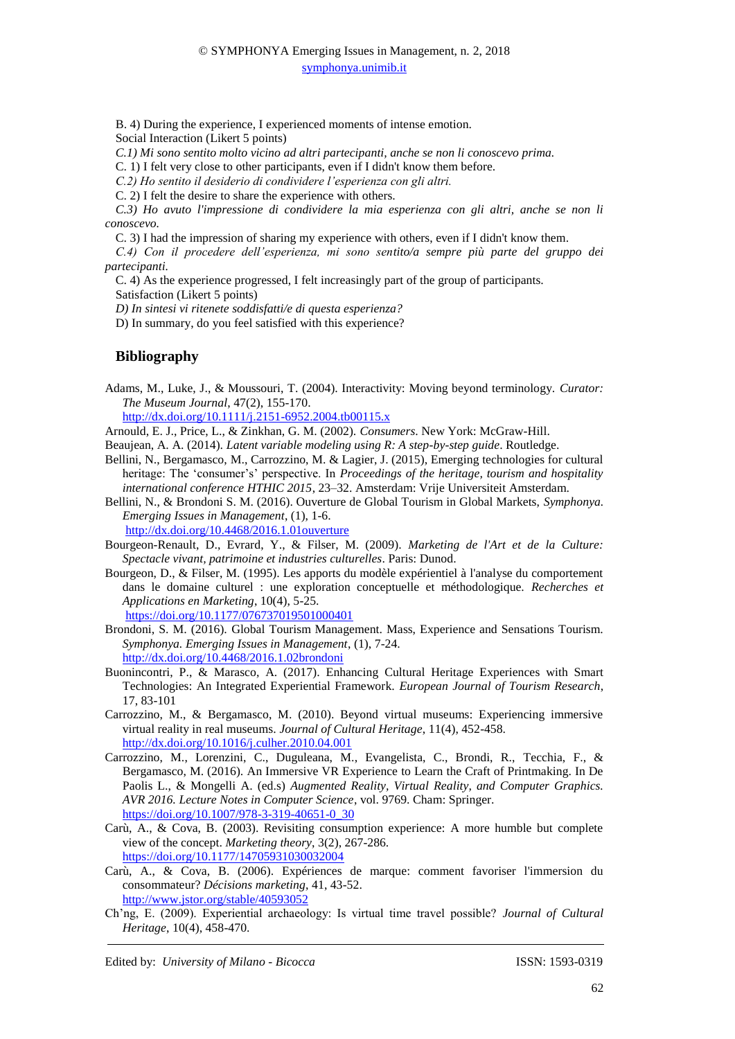B. 4) During the experience, I experienced moments of intense emotion.

Social Interaction (Likert 5 points)

*C.1) Mi sono sentito molto vicino ad altri partecipanti, anche se non li conoscevo prima.*

C. 1) I felt very close to other participants, even if I didn't know them before.

*C.2) Ho sentito il desiderio di condividere l'esperienza con gli altri.*

C. 2) I felt the desire to share the experience with others.

*C.3) Ho avuto l'impressione di condividere la mia esperienza con gli altri, anche se non li conoscevo.*

C. 3) I had the impression of sharing my experience with others, even if I didn't know them.

*C.4) Con il procedere dell'esperienza, mi sono sentito/a sempre più parte del gruppo dei partecipanti.*

C. 4) As the experience progressed, I felt increasingly part of the group of participants.

Satisfaction (Likert 5 points)

*D) In sintesi vi ritenete soddisfatti/e di questa esperienza?*

D) In summary, do you feel satisfied with this experience?

## Bibliography

Adams, M., Luke, J., & Moussouri, T. (2004). Interactivity: Moving beyond terminology. *Curator: The Museum Journal*, 47(2), 155-170. http://dx.doi.org/10.1111/j.2151-6952.2004.tb00115.x

Arnould, E. J., Price, L., & Zinkhan, G. M. (2002). *Consumers*. New York: McGraw-Hill.

Beaujean, A. A. (2014). *Latent variable modeling using R: A step-by-step guide*. Routledge.

Bellini, N., Bergamasco, M., Carrozzino, M. & Lagier, J. (2015), Emerging technologies for cultural heritage: The 'consumer's' perspective. In *Proceedings of the heritage, tourism and hospitality international conference HTHIC 2015*, 23–32. Amsterdam: Vrije Universiteit Amsterdam.

Bellini, N., & Brondoni S. M. (2016). Ouverture de Global Tourism in Global Markets, *Symphonya. Emerging Issues in Management*, (1), 1-6. http://dx.doi.org/10.4468/2016.1.01ouverture

Bourgeon-Renault, D., Evrard, Y., & Filser, M. (2009). *Marketing de l'Art et de la Culture: Spectacle vivant, patrimoine et industries culturelles*. Paris: Dunod.

Bourgeon, D., & Filser, M. (1995). Les apports du modèle expérientiel à l'analyse du comportement dans le domaine culturel : une exploration conceptuelle et méthodologique. *Recherches et Applications en Marketing*, 10(4), 5-25. https://doi.org/10.1177/076737019501000401

Brondoni, S. M. (2016). Global Tourism Management. Mass, Experience and Sensations Tourism. *Symphonya. Emerging Issues in Management*, (1), 7-24. http://dx.doi.org/10.4468/2016.1.02brondoni

Buonincontri, P., & Marasco, A. (2017). Enhancing Cultural Heritage Experiences with Smart Technologies: An Integrated Experiential Framework. *European Journal of Tourism Research*, 17, 83-101

Carrozzino, M., & Bergamasco, M. (2010). Beyond virtual museums: Experiencing immersive virtual reality in real museums. *Journal of Cultural Heritage*, 11(4), 452-458. http://dx.doi.org/10.1016/j.culher.2010.04.001

Carrozzino, M., Lorenzini, C., Duguleana, M., Evangelista, C., Brondi, R., Tecchia, F., & Bergamasco, M. (2016). An Immersive VR Experience to Learn the Craft of Printmaking. In De Paolis L., & Mongelli A. (ed.s) *Augmented Reality, Virtual Reality, and Computer Graphics. AVR 2016. Lecture Notes in Computer Science*, vol. 9769. Cham: Springer. https://doi.org/10.1007/978-3-319-40651-0_30

Carù, A., & Cova, B. (2003). Revisiting consumption experience: A more humble but complete view of the concept. *Marketing theory*, 3(2), 267-286. https://doi.org/10.1177/14705931030032004

Carù, A., & Cova, B. (2006). Expériences de marque: comment favoriser l'immersion du consommateur? *Décisions marketing*, 41, 43-52. http://www.jstor.org/stable/40593052

Ch'ng, E. (2009). Experiential archaeology: Is virtual time travel possible? *Journal of Cultural Heritage*, 10(4), 458-470.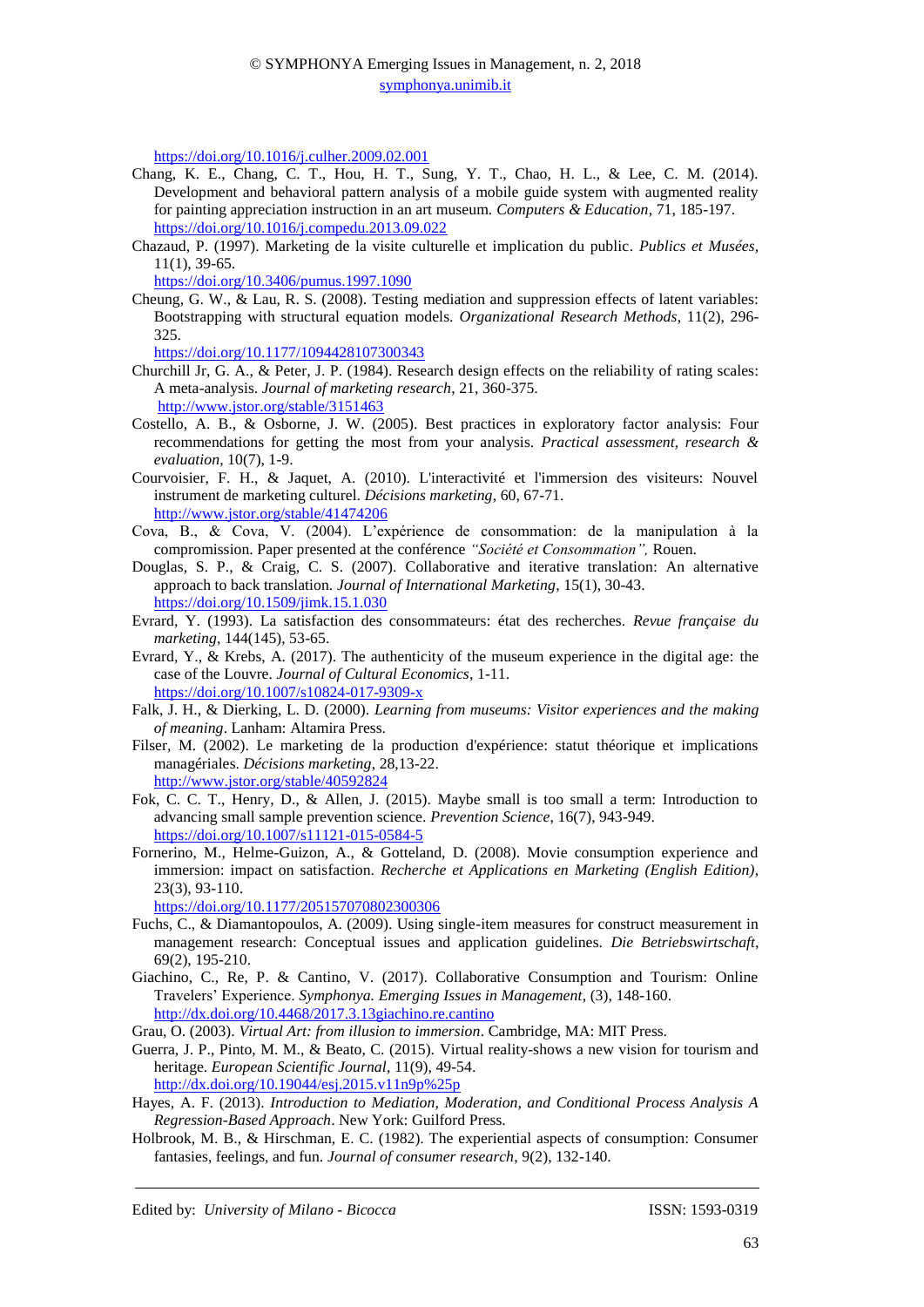https://doi.org/10.1016/j.culher.2009.02.001

Chang, K. E., Chang, C. T., Hou, H. T., Sung, Y. T., Chao, H. L., & Lee, C. M. (2014). Development and behavioral pattern analysis of a mobile guide system with augmented reality for painting appreciation instruction in an art museum. *Computers & Education*, 71, 185-197. https://doi.org/10.1016/j.compedu.2013.09.022

Chazaud, P. (1997). Marketing de la visite culturelle et implication du public. *Publics et Musées*, 11(1), 39-65. https://doi.org/10.3406/pumus.1997.1090

Cheung, G. W., & Lau, R. S. (2008). Testing mediation and suppression effects of latent variables: Bootstrapping with structural equation models. *Organizational Research Methods*, 11(2), 296-325. https://doi.org/10.1177/1094428107300343

Churchill Jr, G. A., & Peter, J. P. (1984). Research design effects on the reliability of rating scales: A meta-analysis. *Journal of marketing research*, 21, 360-375. http://www.jstor.org/stable/3151463

Costello, A. B., & Osborne, J. W. (2005). Best practices in exploratory factor analysis: Four recommendations for getting the most from your analysis. *Practical assessment, research & evaluation*, 10(7), 1-9.

Courvoisier, F. H., & Jaquet, A. (2010). L'interactivité et l'immersion des visiteurs: Nouvel instrument de marketing culturel. *Décisions marketing*, 60, 67-71. http://www.jstor.org/stable/41474206

Cova, B., & Cova, V. (2004). L'expérience de consommation: de la manipulation à la compromission. Paper presented at the conférence *"Société et Consommation",* Rouen.

Douglas, S. P., & Craig, C. S. (2007). Collaborative and iterative translation: An alternative approach to back translation. *Journal of International Marketing*, 15(1), 30-43. https://doi.org/10.1509/jimk.15.1.030

Evrard, Y. (1993). La satisfaction des consommateurs: état des recherches. *Revue française du marketing*, 144(145), 53-65.

Evrard, Y., & Krebs, A. (2017). The authenticity of the museum experience in the digital age: the case of the Louvre. *Journal of Cultural Economics*, 1-11. https://doi.org/10.1007/s10824-017-9309-x

Falk, J. H., & Dierking, L. D. (2000). *Learning from museums: Visitor experiences and the making of meaning*. Lanham: Altamira Press.

Filser, M. (2002). Le marketing de la production d'expérience: statut théorique et implications managériales. *Décisions marketing*, 28,13-22. http://www.jstor.org/stable/40592824

Fok, C. C. T., Henry, D., & Allen, J. (2015). Maybe small is too small a term: Introduction to advancing small sample prevention science. *Prevention Science*, 16(7), 943-949. https://doi.org/10.1007/s11121-015-0584-5

Fornerino, M., Helme-Guizon, A., & Gotteland, D. (2008). Movie consumption experience and immersion: impact on satisfaction. *Recherche et Applications en Marketing (English Edition)*, 23(3), 93-110. https://doi.org/10.1177/205157070802300306

Fuchs, C., & Diamantopoulos, A. (2009). Using single-item measures for construct measurement in management research: Conceptual issues and application guidelines. *Die Betriebswirtschaft*, 69(2), 195-210.

Giachino, C., Re, P. & Cantino, V. (2017). Collaborative Consumption and Tourism: Online Travelers' Experience. *Symphonya. Emerging Issues in Management*, (3), 148-160. http://dx.doi.org/10.4468/2017.3.13giachino.re.cantino

Grau, O. (2003). *Virtual Art: from illusion to immersion*. Cambridge, MA: MIT Press.

Guerra, J. P., Pinto, M. M., & Beato, C. (2015). Virtual reality-shows a new vision for tourism and heritage. *European Scientific Journal*, 11(9), 49-54. http://dx.doi.org/10.19044/esj.2015.v11n9p%25p

Hayes, A. F. (2013). *Introduction to Mediation, Moderation, and Conditional Process Analysis A Regression-Based Approach*. New York: Guilford Press.

Holbrook, M. B., & Hirschman, E. C. (1982). The experiential aspects of consumption: Consumer fantasies, feelings, and fun. *Journal of consumer research*, 9(2), 132-140.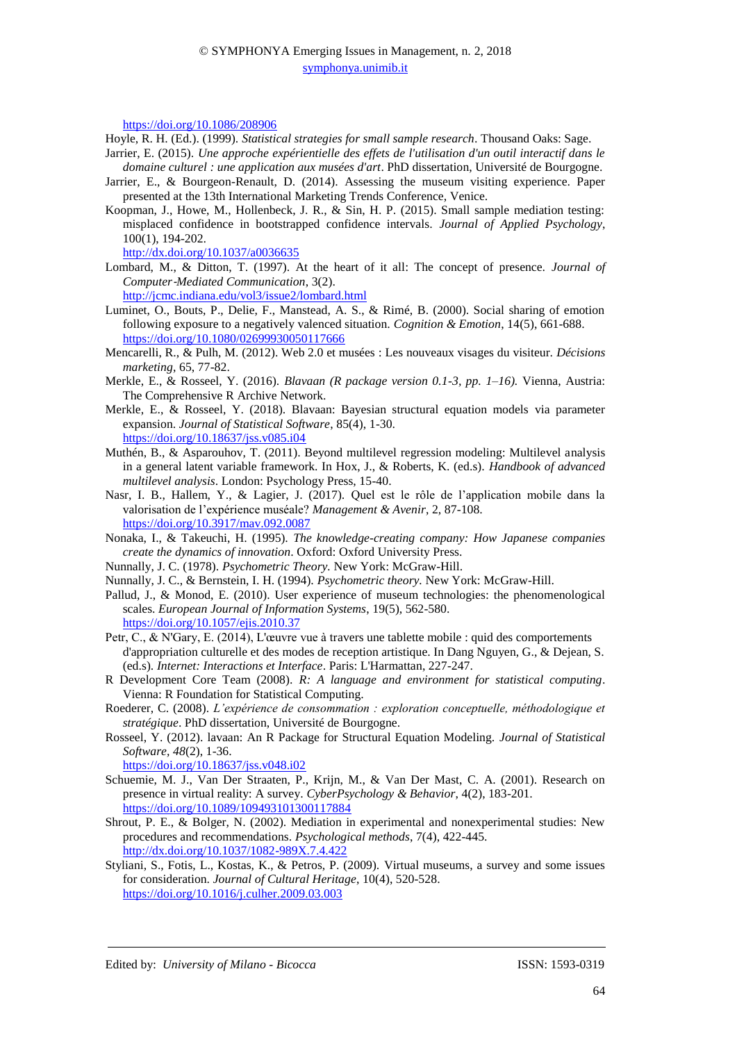https://doi.org/10.1086/208906

Hoyle, R. H. (Ed.). (1999). *Statistical strategies for small sample research*. Thousand Oaks: Sage.

Jarrier, E. (2015). *Une approche expérientielle des effets de l'utilisation d'un outil interactif dans le domaine culturel : une application aux musées d'art*. PhD dissertation, Université de Bourgogne.

Jarrier, E., & Bourgeon-Renault, D. (2014). Assessing the museum visiting experience. Paper presented at the 13th International Marketing Trends Conference, Venice.

Koopman, J., Howe, M., Hollenbeck, J. R., & Sin, H. P. (2015). Small sample mediation testing: misplaced confidence in bootstrapped confidence intervals. *Journal of Applied Psychology*, 100(1), 194-202. http://dx.doi.org/10.1037/a0036635

Lombard, M., & Ditton, T. (1997). At the heart of it all: The concept of presence. *Journal of Computer-Mediated Communication*, 3(2). http://jcmc.indiana.edu/vol3/issue2/lombard.html

Luminet, O., Bouts, P., Delie, F., Manstead, A. S., & Rimé, B. (2000). Social sharing of emotion following exposure to a negatively valenced situation. *Cognition & Emotion*, 14(5), 661-688. https://doi.org/10.1080/02699930050117666

Mencarelli, R., & Pulh, M. (2012). Web 2.0 et musées : Les nouveaux visages du visiteur. *Décisions marketing*, 65, 77-82.

Merkle, E., & Rosseel, Y. (2016). *Blavaan (R package version 0.1-3, pp. 1–16).* Vienna, Austria: The Comprehensive R Archive Network.

Merkle, E., & Rosseel, Y. (2018). Blavaan: Bayesian structural equation models via parameter expansion. *Journal of Statistical Software*, 85(4), 1-30. https://doi.org/10.18637/jss.v085.i04

Muthén, B., & Asparouhov, T. (2011). Beyond multilevel regression modeling: Multilevel analysis in a general latent variable framework. In Hox, J., & Roberts, K. (ed.s). *Handbook of advanced multilevel analysis*. London: Psychology Press, 15-40.

Nasr, I. B., Hallem, Y., & Lagier, J. (2017). Quel est le rôle de l'application mobile dans la valorisation de l'expérience muséale? *Management & Avenir*, 2, 87-108. https://doi.org/10.3917/mav.092.0087

Nonaka, I., & Takeuchi, H. (1995). *The knowledge-creating company: How Japanese companies create the dynamics of innovation*. Oxford: Oxford University Press.

Nunnally, J. C. (1978). *Psychometric Theory*. New York: McGraw-Hill.

Nunnally, J. C., & Bernstein, I. H. (1994). *Psychometric theory*. New York: McGraw-Hill.

Pallud, J., & Monod, E. (2010). User experience of museum technologies: the phenomenological scales. *European Journal of Information Systems*, 19(5), 562-580. https://doi.org/10.1057/ejis.2010.37

Petr, C., & N'Gary, E. (2014), L'œuvre vue à travers une tablette mobile : quid des comportements d'appropriation culturelle et des modes de reception artistique. In Dang Nguyen, G., & Dejean, S. (ed.s). *Internet: Interactions et Interface*. Paris: L'Harmattan, 227-247.

R Development Core Team (2008). *R: A language and environment for statistical computing*. Vienna: R Foundation for Statistical Computing.

Roederer, C. (2008). *L'expérience de consommation : exploration conceptuelle, méthodologique et stratégique*. PhD dissertation, Université de Bourgogne.

Rosseel, Y. (2012). lavaan: An R Package for Structural Equation Modeling. *Journal of Statistical Software*, *48*(2), 1-36. https://doi.org/10.18637/jss.v048.i02

Schuemie, M. J., Van Der Straaten, P., Krijn, M., & Van Der Mast, C. A. (2001). Research on presence in virtual reality: A survey. *CyberPsychology & Behavior*, 4(2), 183-201. https://doi.org/10.1089/109493101300117884

Shrout, P. E., & Bolger, N. (2002). Mediation in experimental and nonexperimental studies: New procedures and recommendations. *Psychological methods*, 7(4), 422-445. http://dx.doi.org/10.1037/1082-989X.7.4.422

Styliani, S., Fotis, L., Kostas, K., & Petros, P. (2009). Virtual museums, a survey and some issues for consideration. *Journal of Cultural Heritage*, 10(4), 520-528. https://doi.org/10.1016/j.culher.2009.03.003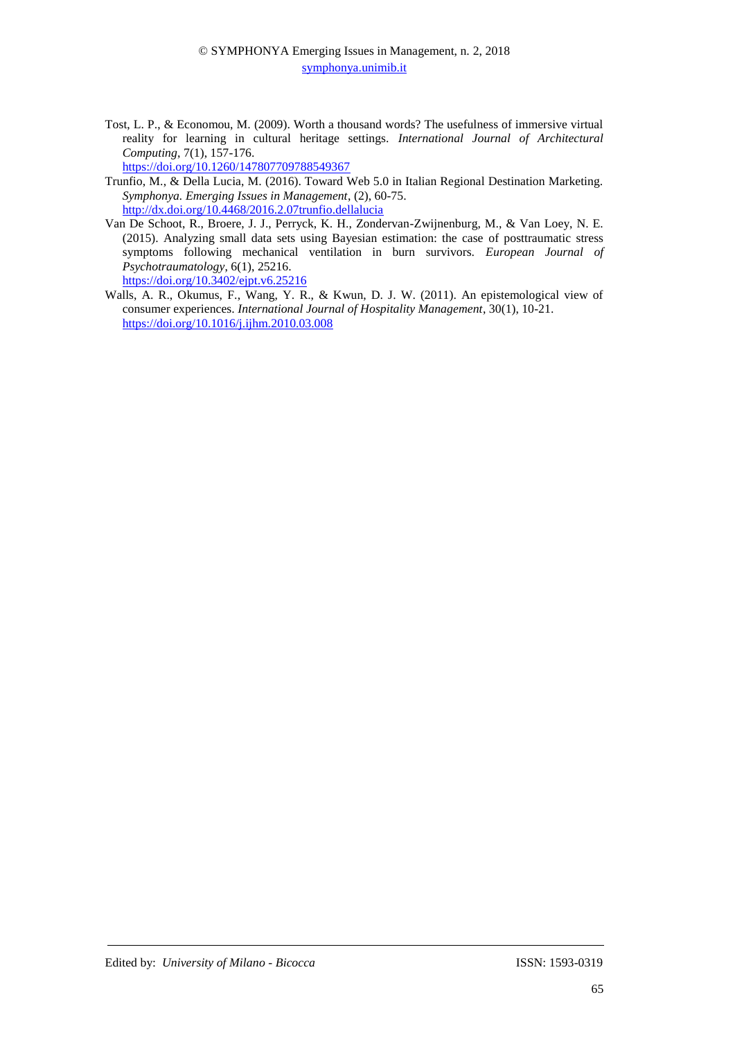Tost, L. P., & Economou, M. (2009). Worth a thousand words? The usefulness of immersive virtual reality for learning in cultural heritage settings. *International Journal of Architectural Computing*, 7(1), 157-176. https://doi.org/10.1260/147807709788549367

Trunfio, M., & Della Lucia, M. (2016). Toward Web 5.0 in Italian Regional Destination Marketing. *Symphonya. Emerging Issues in Management*, (2), 60-75. http://dx.doi.org/10.4468/2016.2.07trunfio.dellalucia

Van De Schoot, R., Broere, J. J., Perryck, K. H., Zondervan-Zwijnenburg, M., & Van Loey, N. E. (2015). Analyzing small data sets using Bayesian estimation: the case of posttraumatic stress symptoms following mechanical ventilation in burn survivors. *European Journal of Psychotraumatology*, 6(1), 25216. https://doi.org/10.3402/ejpt.v6.25216

Walls, A. R., Okumus, F., Wang, Y. R., & Kwun, D. J. W. (2011). An epistemological view of consumer experiences. *International Journal of Hospitality Management*, 30(1), 10-21. https://doi.org/10.1016/j.ijhm.2010.03.008